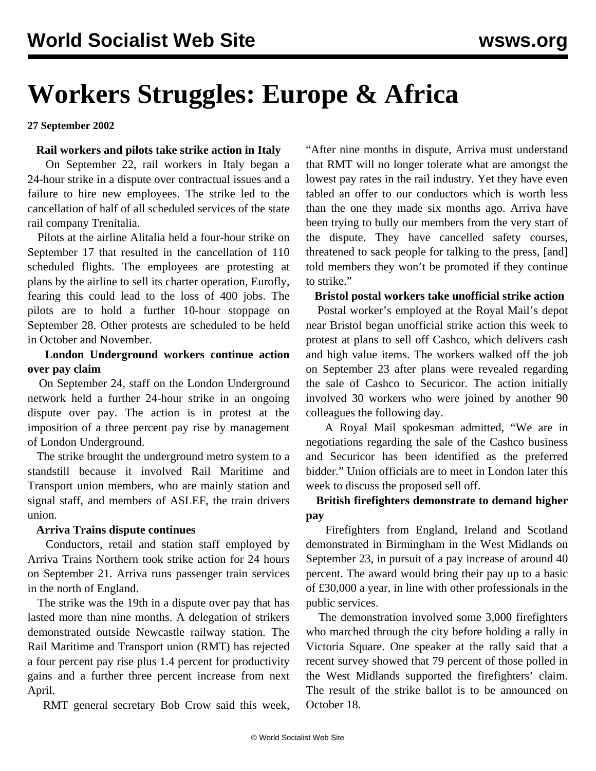# Workers Struggles: Europe & Africa

**27 September 2002**

**Rail workers and pilots take strike action in Italy**

On September 22, rail workers in Italy began a 24-hour strike in a dispute over contractual issues and a failure to hire new employees. The strike led to the cancellation of half of all scheduled services of the state rail company Trenitalia.

Pilots at the airline Alitalia held a four-hour strike on September 17 that resulted in the cancellation of 110 scheduled flights. The employees are protesting at plans by the airline to sell its charter operation, Eurofly, fearing this could lead to the loss of 400 jobs. The pilots are to hold a further 10-hour stoppage on September 28. Other protests are scheduled to be held in October and November.

**London Underground workers continue action over pay claim**

On September 24, staff on the London Underground network held a further 24-hour strike in an ongoing dispute over pay. The action is in protest at the imposition of a three percent pay rise by management of London Underground.

The strike brought the underground metro system to a standstill because it involved Rail Maritime and Transport union members, who are mainly station and signal staff, and members of ASLEF, the train drivers union.

**Arriva Trains dispute continues**

Conductors, retail and station staff employed by Arriva Trains Northern took strike action for 24 hours on September 21. Arriva runs passenger train services in the north of England.

The strike was the 19th in a dispute over pay that has lasted more than nine months. A delegation of strikers demonstrated outside Newcastle railway station. The Rail Maritime and Transport union (RMT) has rejected a four percent pay rise plus 1.4 percent for productivity gains and a further three percent increase from next April.

RMT general secretary Bob Crow said this week, "After nine months in dispute, Arriva must understand that RMT will no longer tolerate what are amongst the lowest pay rates in the rail industry. Yet they have even tabled an offer to our conductors which is worth less than the one they made six months ago. Arriva have been trying to bully our members from the very start of the dispute. They have cancelled safety courses, threatened to sack people for talking to the press, [and] told members they won't be promoted if they continue to strike."

**Bristol postal workers take unofficial strike action**

Postal worker's employed at the Royal Mail's depot near Bristol began unofficial strike action this week to protest at plans to sell off Cashco, which delivers cash and high value items. The workers walked off the job on September 23 after plans were revealed regarding the sale of Cashco to Securicor. The action initially involved 30 workers who were joined by another 90 colleagues the following day.

A Royal Mail spokesman admitted, "We are in negotiations regarding the sale of the Cashco business and Securicor has been identified as the preferred bidder." Union officials are to meet in London later this week to discuss the proposed sell off.

**British firefighters demonstrate to demand higher pay**

Firefighters from England, Ireland and Scotland demonstrated in Birmingham in the West Midlands on September 23, in pursuit of a pay increase of around 40 percent. The award would bring their pay up to a basic of £30,000 a year, in line with other professionals in the public services.

The demonstration involved some 3,000 firefighters who marched through the city before holding a rally in Victoria Square. One speaker at the rally said that a recent survey showed that 79 percent of those polled in the West Midlands supported the firefighters' claim. The result of the strike ballot is to be announced on October 18.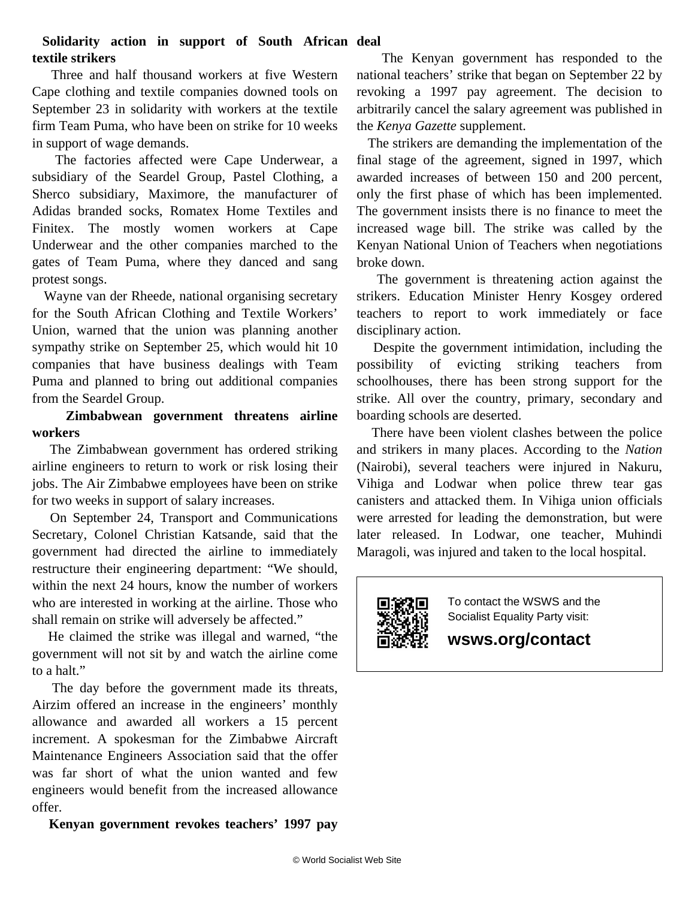**Solidarity action in support of South African textile strikers**

Three and half thousand workers at five Western Cape clothing and textile companies downed tools on September 23 in solidarity with workers at the textile firm Team Puma, who have been on strike for 10 weeks in support of wage demands.

The factories affected were Cape Underwear, a subsidiary of the Seardel Group, Pastel Clothing, a Sherco subsidiary, Maximore, the manufacturer of Adidas branded socks, Romatex Home Textiles and Finitex. The mostly women workers at Cape Underwear and the other companies marched to the gates of Team Puma, where they danced and sang protest songs.

Wayne van der Rheede, national organising secretary for the South African Clothing and Textile Workers' Union, warned that the union was planning another sympathy strike on September 25, which would hit 10 companies that have business dealings with Team Puma and planned to bring out additional companies from the Seardel Group.

**Zimbabwean government threatens airline workers**

The Zimbabwean government has ordered striking airline engineers to return to work or risk losing their jobs. The Air Zimbabwe employees have been on strike for two weeks in support of salary increases.

On September 24, Transport and Communications Secretary, Colonel Christian Katsande, said that the government had directed the airline to immediately restructure their engineering department: "We should, within the next 24 hours, know the number of workers who are interested in working at the airline. Those who shall remain on strike will adversely be affected."

He claimed the strike was illegal and warned, "the government will not sit by and watch the airline come to a halt."

The day before the government made its threats, Airzim offered an increase in the engineers' monthly allowance and awarded all workers a 15 percent increment. A spokesman for the Zimbabwe Aircraft Maintenance Engineers Association said that the offer was far short of what the union wanted and few engineers would benefit from the increased allowance offer.

**Kenyan government revokes teachers' 1997 pay deal**

The Kenyan government has responded to the national teachers' strike that began on September 22 by revoking a 1997 pay agreement. The decision to arbitrarily cancel the salary agreement was published in the *Kenya Gazette* supplement.

The strikers are demanding the implementation of the final stage of the agreement, signed in 1997, which awarded increases of between 150 and 200 percent, only the first phase of which has been implemented. The government insists there is no finance to meet the increased wage bill. The strike was called by the Kenyan National Union of Teachers when negotiations broke down.

The government is threatening action against the strikers. Education Minister Henry Kosgey ordered teachers to report to work immediately or face disciplinary action.

Despite the government intimidation, including the possibility of evicting striking teachers from schoolhouses, there has been strong support for the strike. All over the country, primary, secondary and boarding schools are deserted.

There have been violent clashes between the police and strikers in many places. According to the *Nation* (Nairobi), several teachers were injured in Nakuru, Vihiga and Lodwar when police threw tear gas canisters and attacked them. In Vihiga union officials were arrested for leading the demonstration, but were later released. In Lodwar, one teacher, Muhindi Maragoli, was injured and taken to the local hospital.

To contact the WSWS and the Socialist Equality Party visit:

**wsws.org/contact**